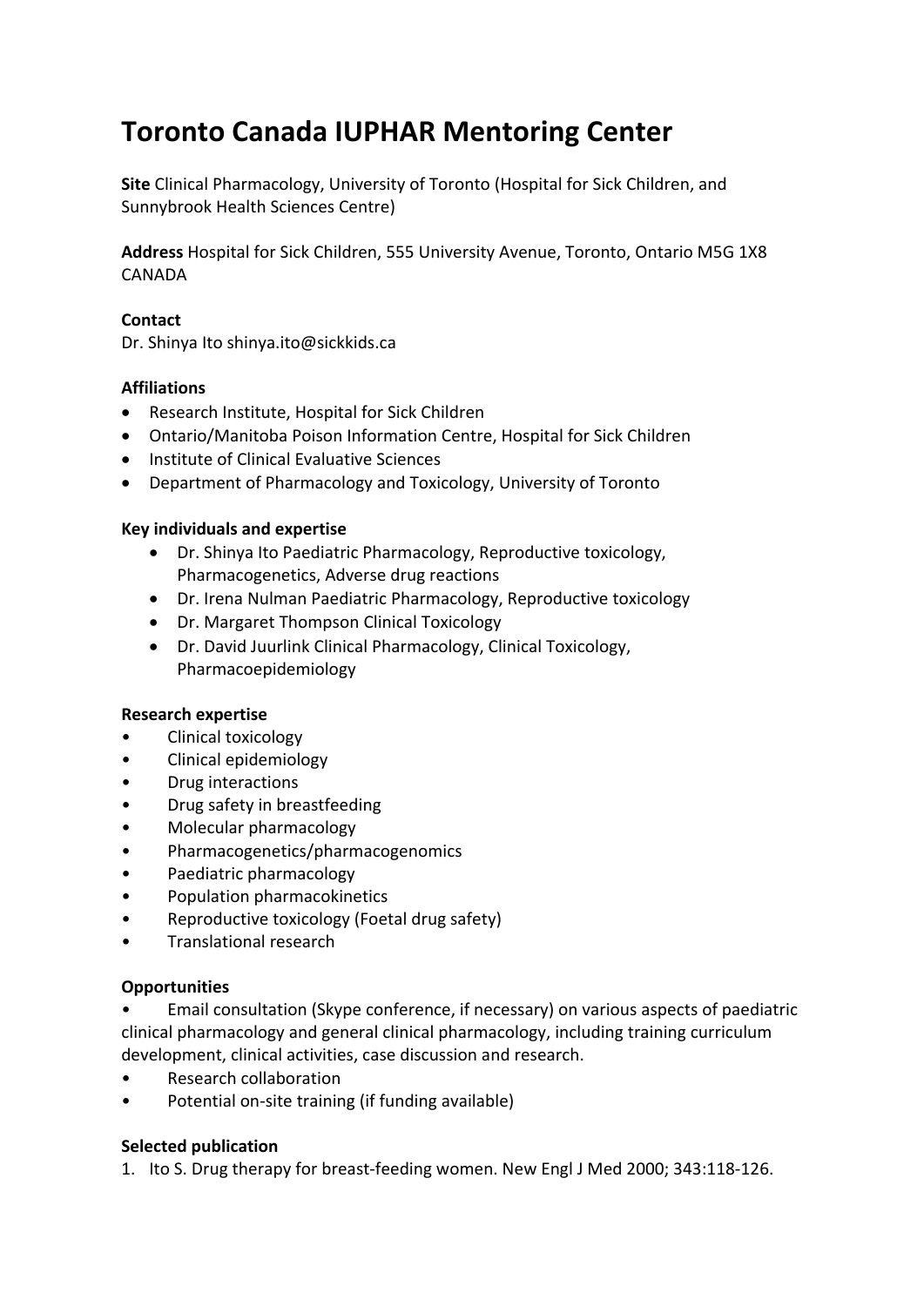# Toronto Canada IUPHAR Mentoring Center

**Site** Clinical Pharmacology, University of Toronto (Hospital for Sick Children, and Sunnybrook Health Sciences Centre)

**Address** Hospital for Sick Children, 555 University Avenue, Toronto, Ontario M5G 1X8 CANADA

**Contact**
Dr. Shinya Ito shinya.ito@sickkids.ca

**Affiliations**

- Research Institute, Hospital for Sick Children
- Ontario/Manitoba Poison Information Centre, Hospital for Sick Children
- Institute of Clinical Evaluative Sciences
- Department of Pharmacology and Toxicology, University of Toronto

**Key individuals and expertise**

- Dr. Shinya Ito Paediatric Pharmacology, Reproductive toxicology, Pharmacogenetics, Adverse drug reactions
- Dr. Irena Nulman Paediatric Pharmacology, Reproductive toxicology
- Dr. Margaret Thompson Clinical Toxicology
- Dr. David Juurlink Clinical Pharmacology, Clinical Toxicology, Pharmacoepidemiology

**Research expertise**

- Clinical toxicology
- Clinical epidemiology
- Drug interactions
- Drug safety in breastfeeding
- Molecular pharmacology
- Pharmacogenetics/pharmacogenomics
- Paediatric pharmacology
- Population pharmacokinetics
- Reproductive toxicology (Foetal drug safety)
- Translational research

**Opportunities**

- Email consultation (Skype conference, if necessary) on various aspects of paediatric clinical pharmacology and general clinical pharmacology, including training curriculum development, clinical activities, case discussion and research.
- Research collaboration
- Potential on-site training (if funding available)

**Selected publication**

1. Ito S. Drug therapy for breast-feeding women. New Engl J Med 2000; 343:118-126.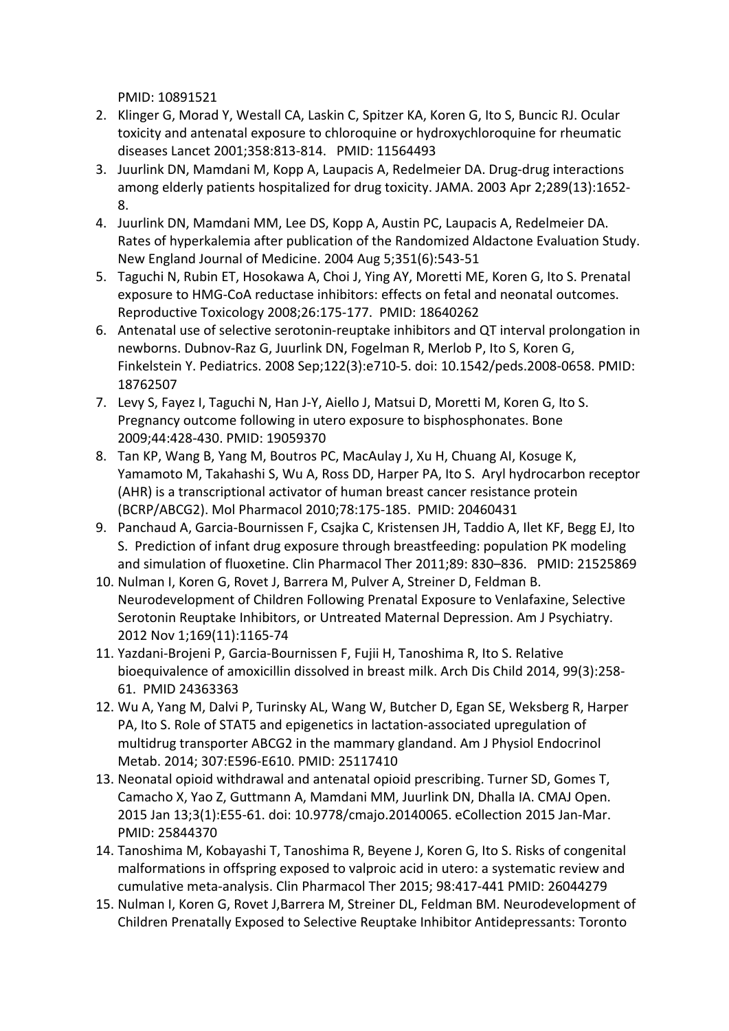PMID: 10891521

2. Klinger G, Morad Y, Westall CA, Laskin C, Spitzer KA, Koren G, Ito S, Buncic RJ. Ocular toxicity and antenatal exposure to chloroquine or hydroxychloroquine for rheumatic diseases Lancet 2001;358:813-814. PMID: 11564493
3. Juurlink DN, Mamdani M, Kopp A, Laupacis A, Redelmeier DA. Drug-drug interactions among elderly patients hospitalized for drug toxicity. JAMA. 2003 Apr 2;289(13):1652-8.
4. Juurlink DN, Mamdani MM, Lee DS, Kopp A, Austin PC, Laupacis A, Redelmeier DA. Rates of hyperkalemia after publication of the Randomized Aldactone Evaluation Study. New England Journal of Medicine. 2004 Aug 5;351(6):543-51
5. Taguchi N, Rubin ET, Hosokawa A, Choi J, Ying AY, Moretti ME, Koren G, Ito S. Prenatal exposure to HMG-CoA reductase inhibitors: effects on fetal and neonatal outcomes. Reproductive Toxicology 2008;26:175-177. PMID: 18640262
6. Antenatal use of selective serotonin-reuptake inhibitors and QT interval prolongation in newborns. Dubnov-Raz G, Juurlink DN, Fogelman R, Merlob P, Ito S, Koren G, Finkelstein Y. Pediatrics. 2008 Sep;122(3):e710-5. doi: 10.1542/peds.2008-0658. PMID: 18762507
7. Levy S, Fayez I, Taguchi N, Han J-Y, Aiello J, Matsui D, Moretti M, Koren G, Ito S. Pregnancy outcome following in utero exposure to bisphosphonates. Bone 2009;44:428-430. PMID: 19059370
8. Tan KP, Wang B, Yang M, Boutros PC, MacAulay J, Xu H, Chuang AI, Kosuge K, Yamamoto M, Takahashi S, Wu A, Ross DD, Harper PA, Ito S. Aryl hydrocarbon receptor (AHR) is a transcriptional activator of human breast cancer resistance protein (BCRP/ABCG2). Mol Pharmacol 2010;78:175-185. PMID: 20460431
9. Panchaud A, Garcia-Bournissen F, Csajka C, Kristensen JH, Taddio A, Ilet KF, Begg EJ, Ito S. Prediction of infant drug exposure through breastfeeding: population PK modeling and simulation of fluoxetine. Clin Pharmacol Ther 2011;89: 830–836. PMID: 21525869
10. Nulman I, Koren G, Rovet J, Barrera M, Pulver A, Streiner D, Feldman B. Neurodevelopment of Children Following Prenatal Exposure to Venlafaxine, Selective Serotonin Reuptake Inhibitors, or Untreated Maternal Depression. Am J Psychiatry. 2012 Nov 1;169(11):1165-74
11. Yazdani-Brojeni P, Garcia-Bournissen F, Fujii H, Tanoshima R, Ito S. Relative bioequivalence of amoxicillin dissolved in breast milk. Arch Dis Child 2014, 99(3):258-61. PMID 24363363
12. Wu A, Yang M, Dalvi P, Turinsky AL, Wang W, Butcher D, Egan SE, Weksberg R, Harper PA, Ito S. Role of STAT5 and epigenetics in lactation-associated upregulation of multidrug transporter ABCG2 in the mammary glandand. Am J Physiol Endocrinol Metab. 2014; 307:E596-E610. PMID: 25117410
13. Neonatal opioid withdrawal and antenatal opioid prescribing. Turner SD, Gomes T, Camacho X, Yao Z, Guttmann A, Mamdani MM, Juurlink DN, Dhalla IA. CMAJ Open. 2015 Jan 13;3(1):E55-61. doi: 10.9778/cmajo.20140065. eCollection 2015 Jan-Mar. PMID: 25844370
14. Tanoshima M, Kobayashi T, Tanoshima R, Beyene J, Koren G, Ito S. Risks of congenital malformations in offspring exposed to valproic acid in utero: a systematic review and cumulative meta-analysis. Clin Pharmacol Ther 2015; 98:417-441 PMID: 26044279
15. Nulman I, Koren G, Rovet J,Barrera M, Streiner DL, Feldman BM. Neurodevelopment of Children Prenatally Exposed to Selective Reuptake Inhibitor Antidepressants: Toronto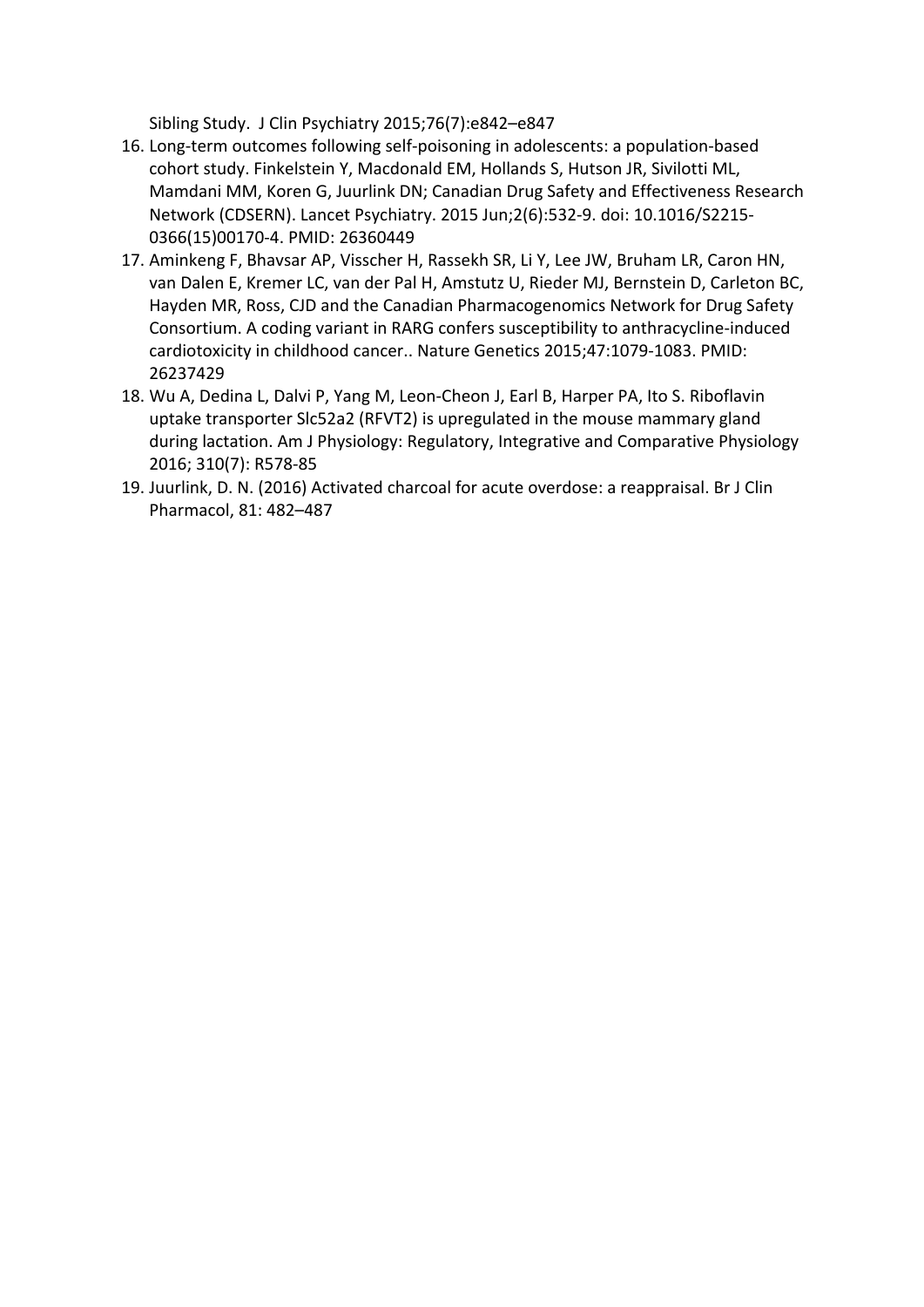Sibling Study. J Clin Psychiatry 2015;76(7):e842–e847

16. Long-term outcomes following self-poisoning in adolescents: a population-based cohort study. Finkelstein Y, Macdonald EM, Hollands S, Hutson JR, Sivilotti ML, Mamdani MM, Koren G, Juurlink DN; Canadian Drug Safety and Effectiveness Research Network (CDSERN). Lancet Psychiatry. 2015 Jun;2(6):532-9. doi: 10.1016/S2215-0366(15)00170-4. PMID: 26360449
17. Aminkeng F, Bhavsar AP, Visscher H, Rassekh SR, Li Y, Lee JW, Bruham LR, Caron HN, van Dalen E, Kremer LC, van der Pal H, Amstutz U, Rieder MJ, Bernstein D, Carleton BC, Hayden MR, Ross, CJD and the Canadian Pharmacogenomics Network for Drug Safety Consortium. A coding variant in RARG confers susceptibility to anthracycline-induced cardiotoxicity in childhood cancer.. Nature Genetics 2015;47:1079-1083. PMID: 26237429
18. Wu A, Dedina L, Dalvi P, Yang M, Leon-Cheon J, Earl B, Harper PA, Ito S. Riboflavin uptake transporter Slc52a2 (RFVT2) is upregulated in the mouse mammary gland during lactation. Am J Physiology: Regulatory, Integrative and Comparative Physiology 2016; 310(7): R578-85
19. Juurlink, D. N. (2016) Activated charcoal for acute overdose: a reappraisal. Br J Clin Pharmacol, 81: 482–487